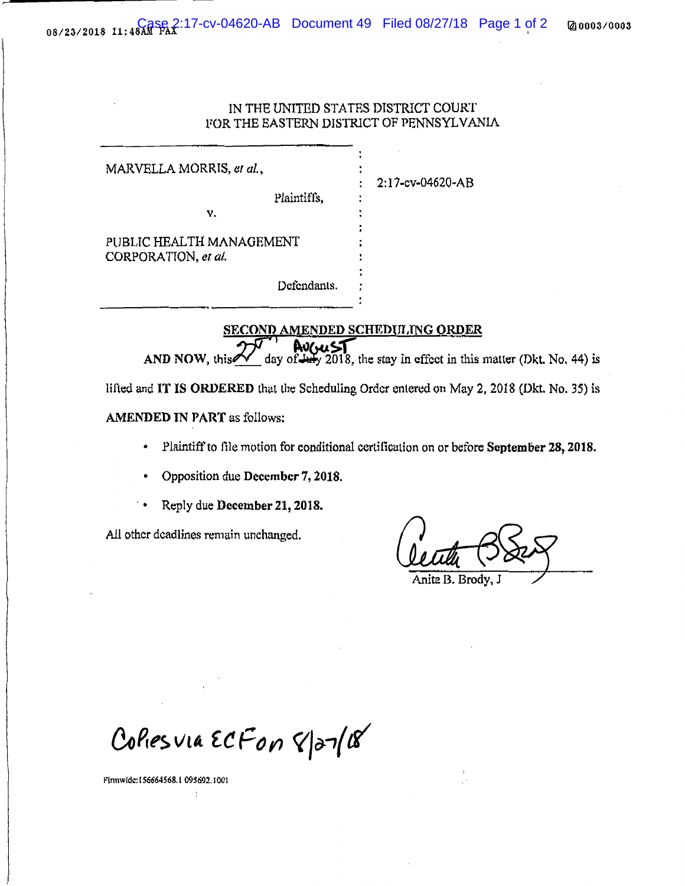IN THE UNITED STATES DISTRICT COURT
FOR THE EASTERN DISTRICT OF PENNSYLVANIA

| | |
|---|---|
| MARVELLA MORRIS, *et al.*, Plaintiffs, v. PUBLIC HEALTH MANAGEMENT CORPORATION, *et al.* Defendants. | 2:17-cv-04620-AB |

## SECOND AMENDED SCHEDULING ORDER

**AND NOW**, this 27th day of ~~July~~ August 2018, the stay in effect in this matter (Dkt. No. 44) is lifted and **IT IS ORDERED** that the Scheduling Order entered on May 2, 2018 (Dkt. No. 35) is **AMENDED IN PART** as follows:

- Plaintiff to file motion for conditional certification on or before **September 28, 2018.**
- Opposition due **December 7, 2018.**
- Reply due **December 21, 2018.**

All other deadlines remain unchanged.

Anita B. Brody, J

Copies via ECF on 8/27/18

Firmwide:156664568.1 095692.1001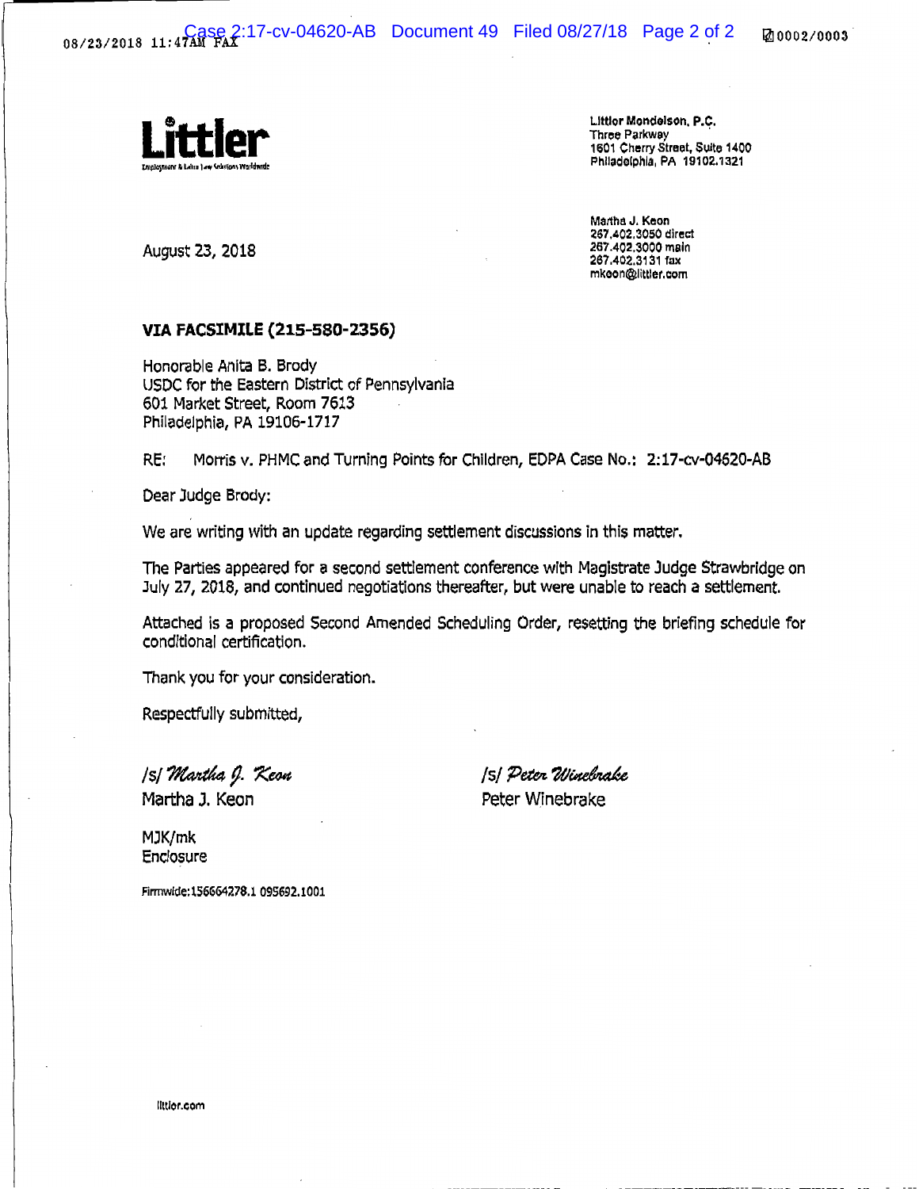**Littler**

Employment & Labor Law Solutions Worldwide

Littler Mendelson, P.C.
Three Parkway
1601 Cherry Street, Suite 1400
Philadelphia, PA 19102.1321

Martha J. Keon
267.402.3050 direct
267.402.3000 main
267.402.3131 fax
mkeon@littler.com

August 23, 2018

**VIA FACSIMILE (215-580-2356)**

Honorable Anita B. Brody
USDC for the Eastern District of Pennsylvania
601 Market Street, Room 7613
Philadelphia, PA 19106-1717

RE: Morris v. PHMC and Turning Points for Children, EDPA Case No.: 2:17-cv-04620-AB

Dear Judge Brody:

We are writing with an update regarding settlement discussions in this matter.

The Parties appeared for a second settlement conference with Magistrate Judge Strawbridge on July 27, 2018, and continued negotiations thereafter, but were unable to reach a settlement.

Attached is a proposed Second Amended Scheduling Order, resetting the briefing schedule for conditional certification.

Thank you for your consideration.

Respectfully submitted,

/s/ *Martha J. Keon*
Martha J. Keon

/s/ *Peter Winebrake*
Peter Winebrake

MJK/mk
Enclosure

Firmwide:156664278.1 095692.1001

littler.com